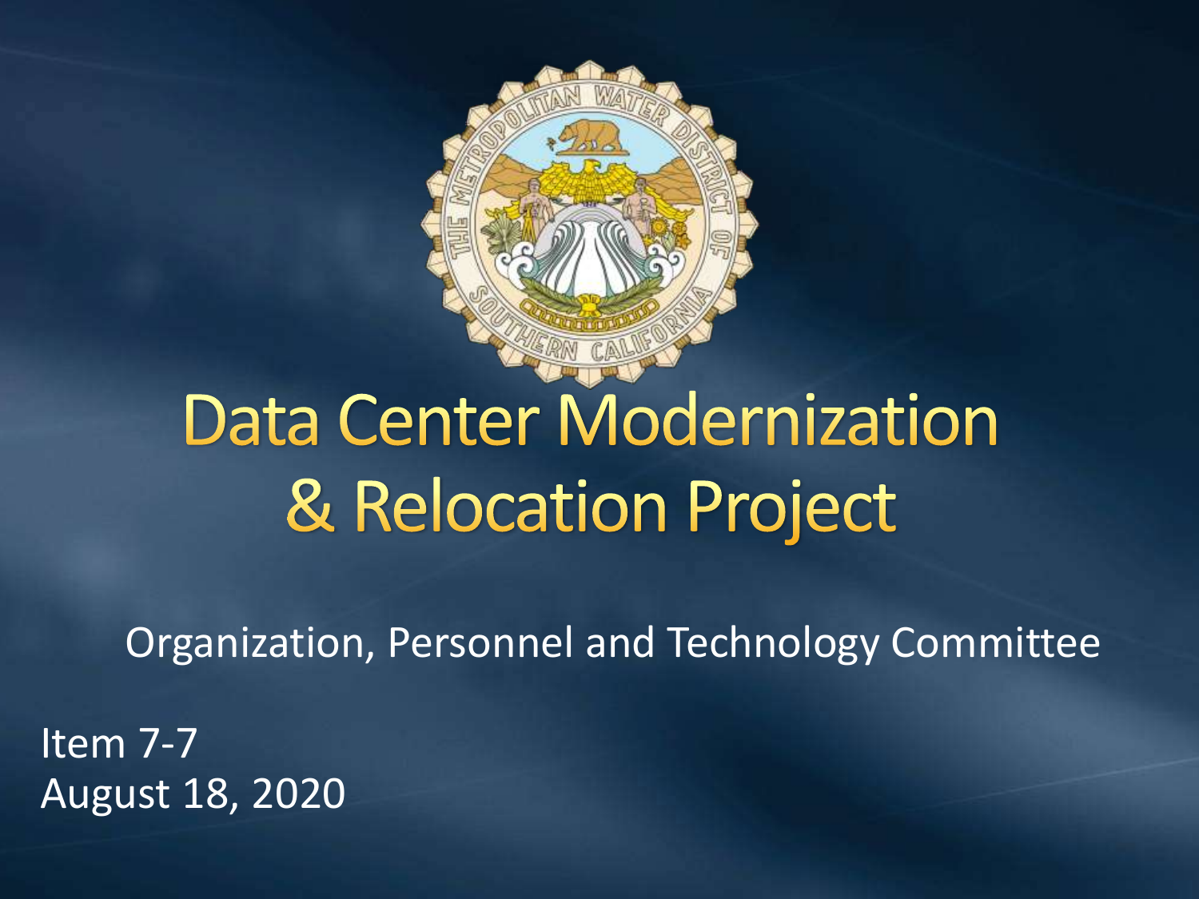# Data Center Modernization & Relocation Project

Organization, Personnel and Technology Committee

Item 7-7
August 18, 2020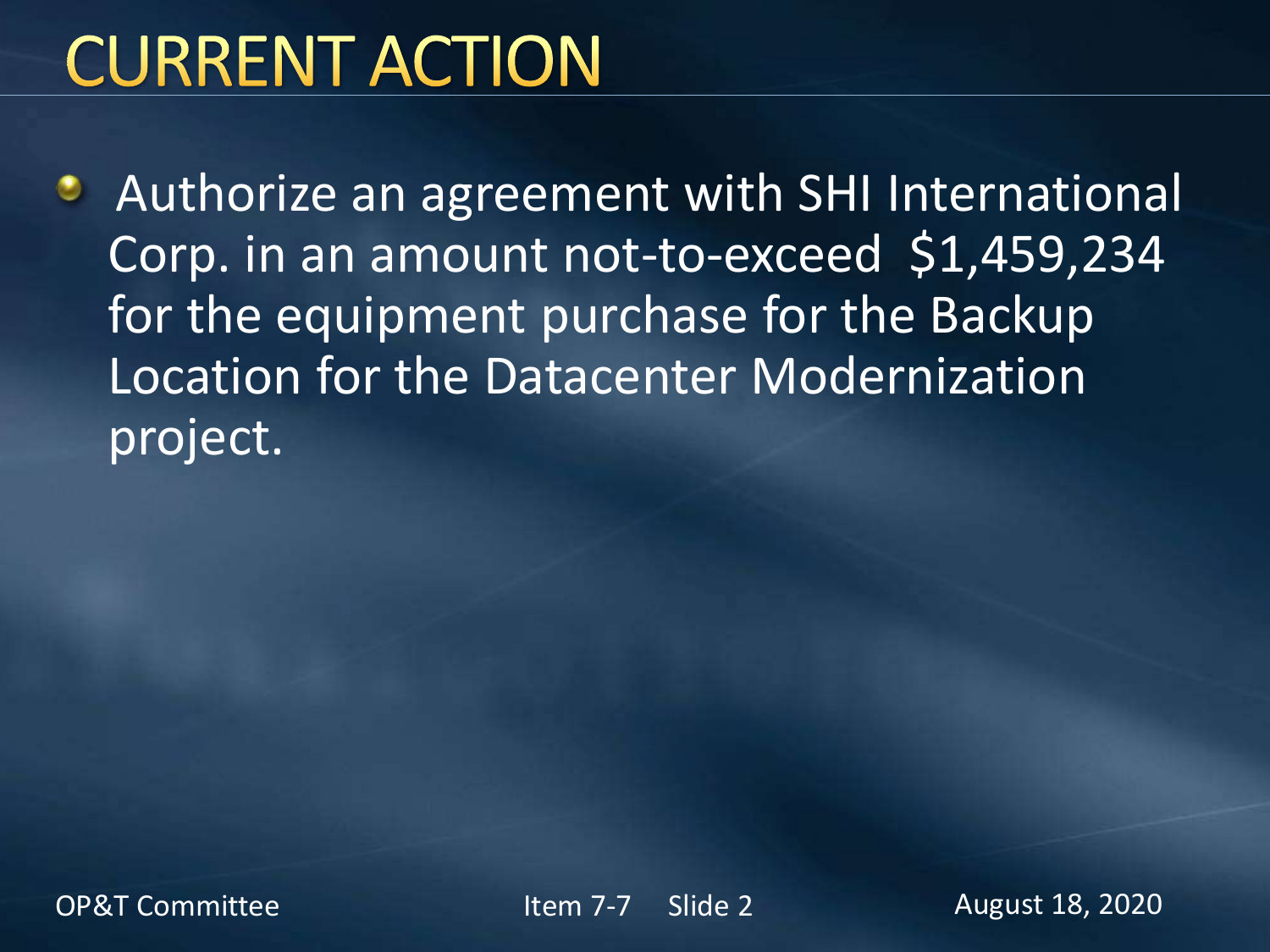# CURRENT ACTION

- Authorize an agreement with SHI International Corp. in an amount not-to-exceed $1,459,234 for the equipment purchase for the Backup Location for the Datacenter Modernization project.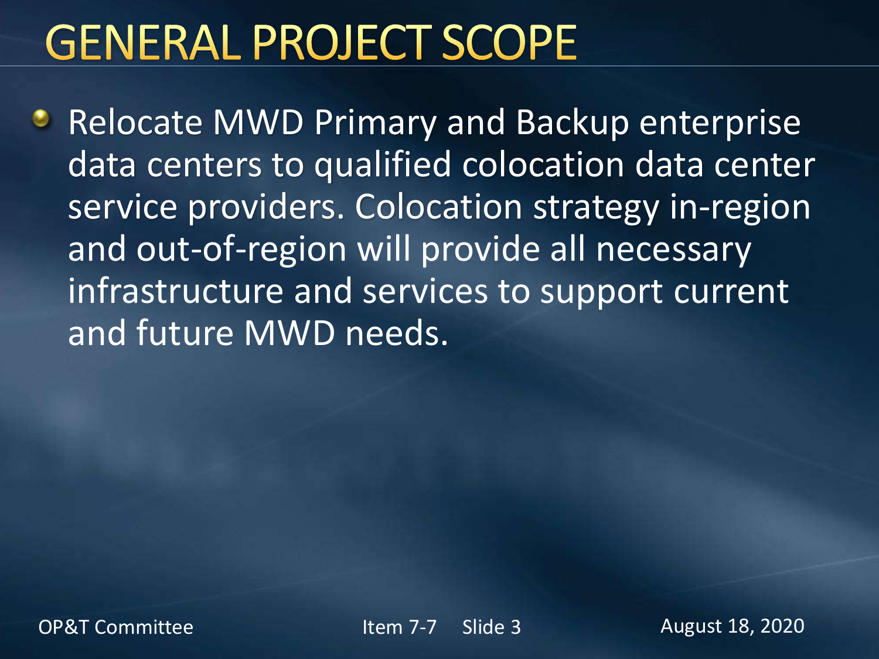# GENERAL PROJECT SCOPE

- Relocate MWD Primary and Backup enterprise data centers to qualified colocation data center service providers. Colocation strategy in-region and out-of-region will provide all necessary infrastructure and services to support current and future MWD needs.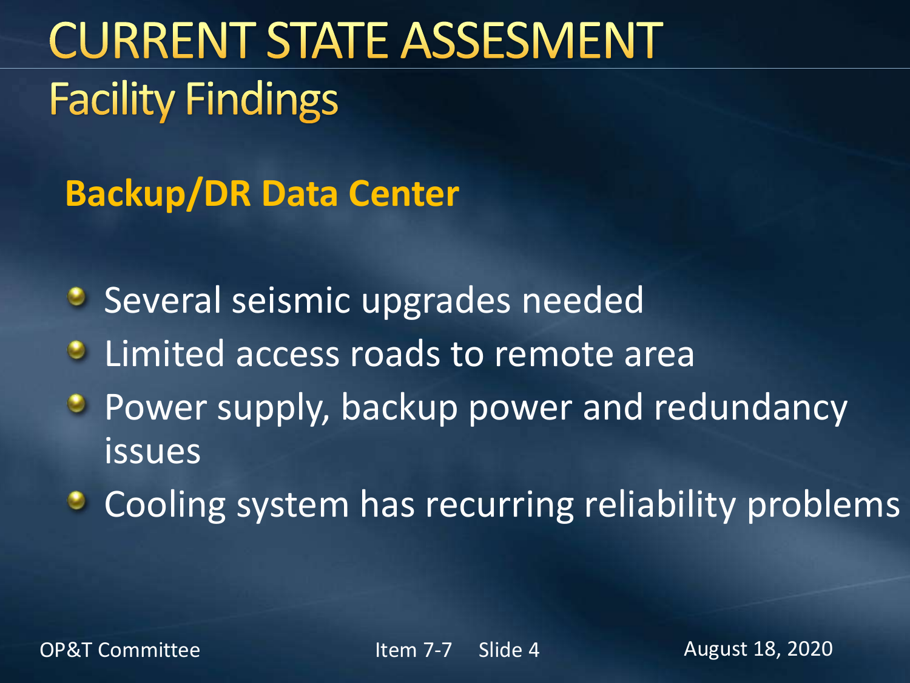# CURRENT STATE ASSESMENT

## Facility Findings

### Backup/DR Data Center

- Several seismic upgrades needed
- Limited access roads to remote area
- Power supply, backup power and redundancy issues
- Cooling system has recurring reliability problems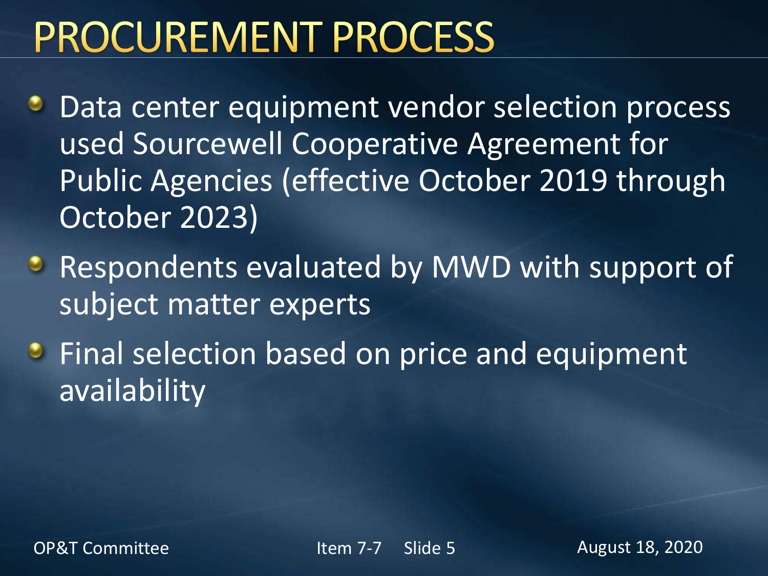# PROCUREMENT PROCESS

- Data center equipment vendor selection process used Sourcewell Cooperative Agreement for Public Agencies (effective October 2019 through October 2023)
- Respondents evaluated by MWD with support of subject matter experts
- Final selection based on price and equipment availability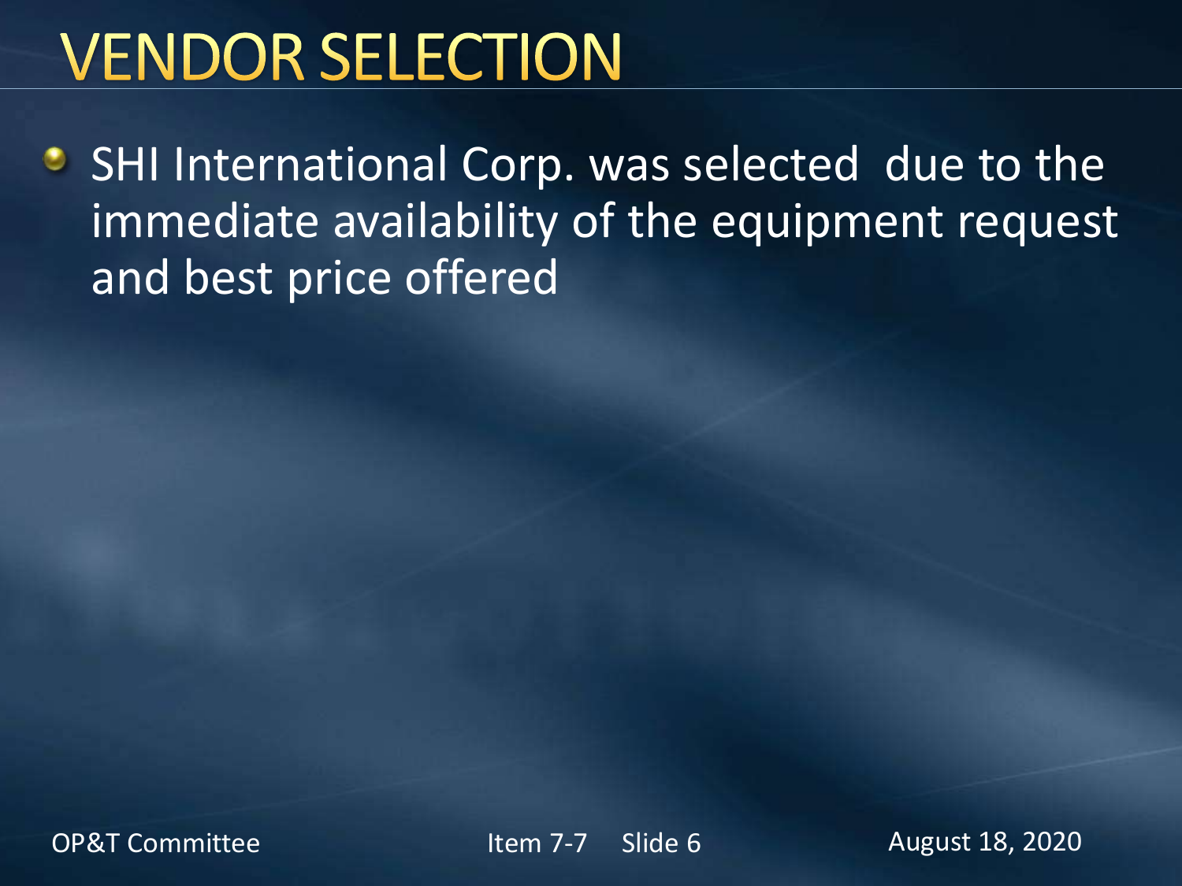# VENDOR SELECTION

- SHI International Corp. was selected due to the immediate availability of the equipment request and best price offered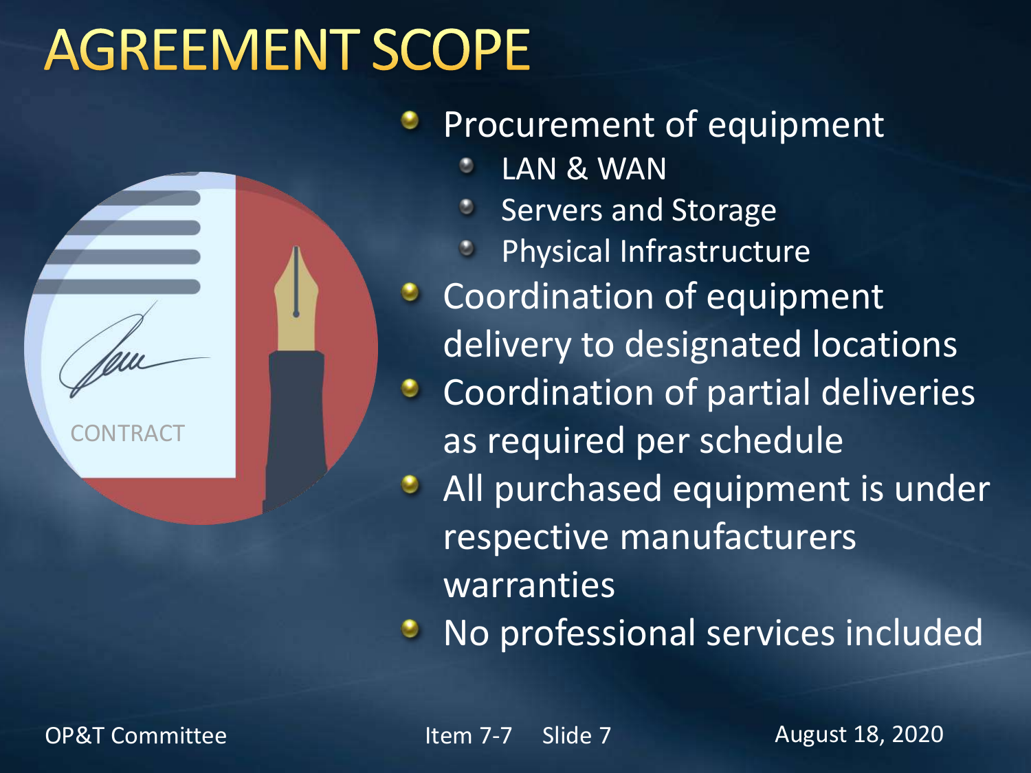# AGREEMENT SCOPE

- Procurement of equipment
  - LAN & WAN
  - Servers and Storage
  - Physical Infrastructure
- Coordination of equipment delivery to designated locations
- Coordination of partial deliveries as required per schedule
- All purchased equipment is under respective manufacturers warranties
- No professional services included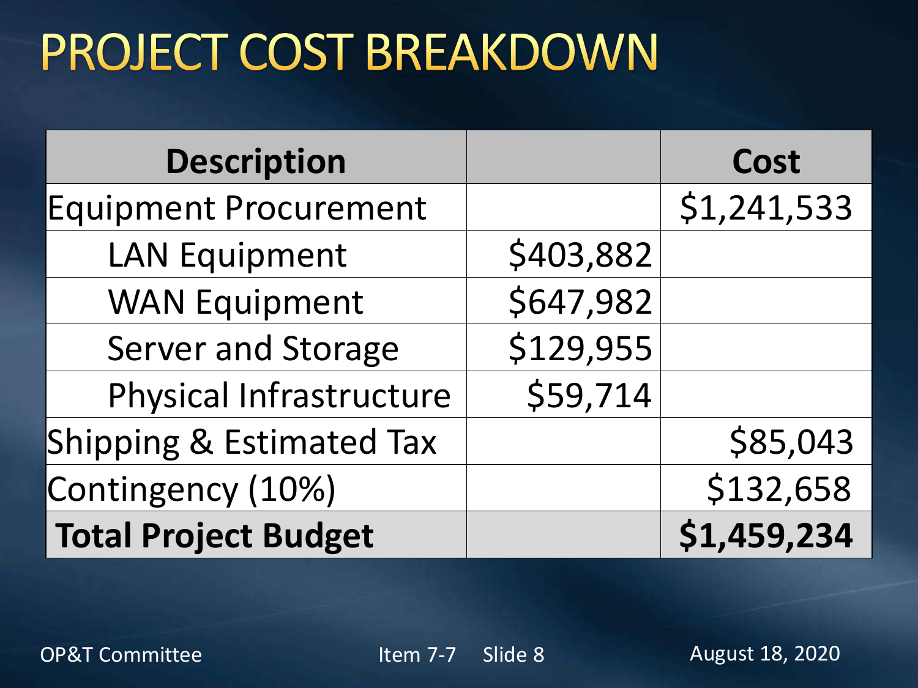# PROJECT COST BREAKDOWN

| Description | | Cost |
|---|---|---|
| Equipment Procurement | | $1,241,533 |
| LAN Equipment | $403,882 | |
| WAN Equipment | $647,982 | |
| Server and Storage | $129,955 | |
| Physical Infrastructure | $59,714 | |
| Shipping & Estimated Tax | | $85,043 |
| Contingency (10%) | | $132,658 |
| **Total Project Budget** | | **$1,459,234** |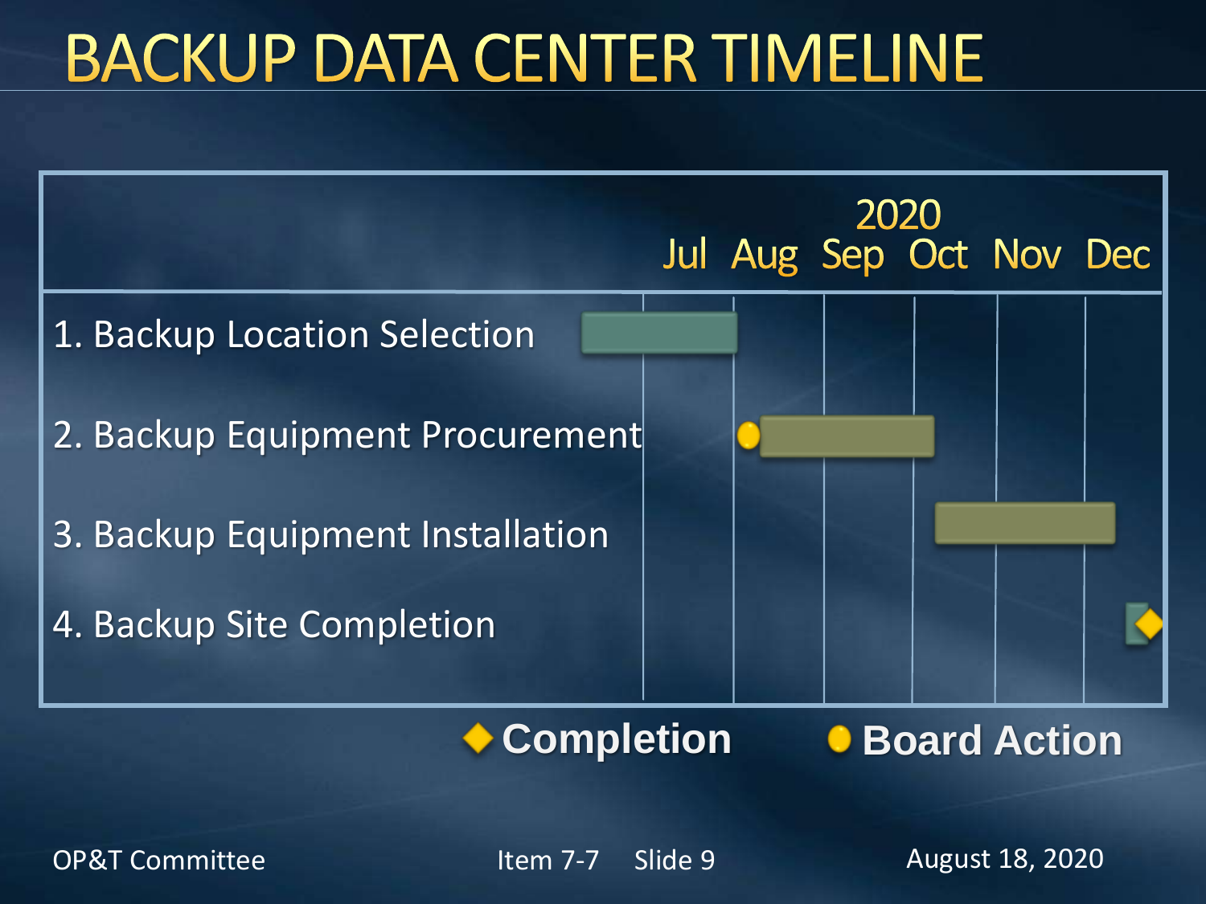# BACKUP DATA CENTER TIMELINE

| | 2020 | | | | | |
|---|---|---|---|---|---|---|
| | Jul | Aug | Sep | Oct | Nov | Dec |
| 1. Backup Location Selection | | | | | | |
| 2. Backup Equipment Procurement | | | | | | |
| 3. Backup Equipment Installation | | | | | | |
| 4. Backup Site Completion | | | | | | |

◆ **Completion** ● **Board Action**

OP&T Committee Item 7-7 Slide 9 August 18, 2020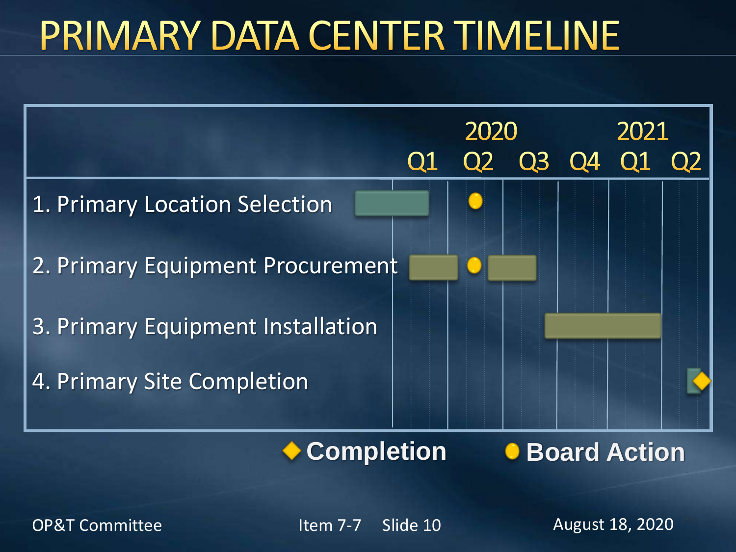# PRIMARY DATA CENTER TIMELINE

| | 2020 Q1 | 2020 Q2 | 2020 Q3 | 2020 Q4 | 2021 Q1 | 2021 Q2 |
|---|---|---|---|---|---|---|
| 1. Primary Location Selection | | | | | | |
| 2. Primary Equipment Procurement | | | | | | |
| 3. Primary Equipment Installation | | | | | | |
| 4. Primary Site Completion | | | | | | |

◆ Completion ● Board Action

OP&T Committee Item 7-7 Slide 10 August 18, 2020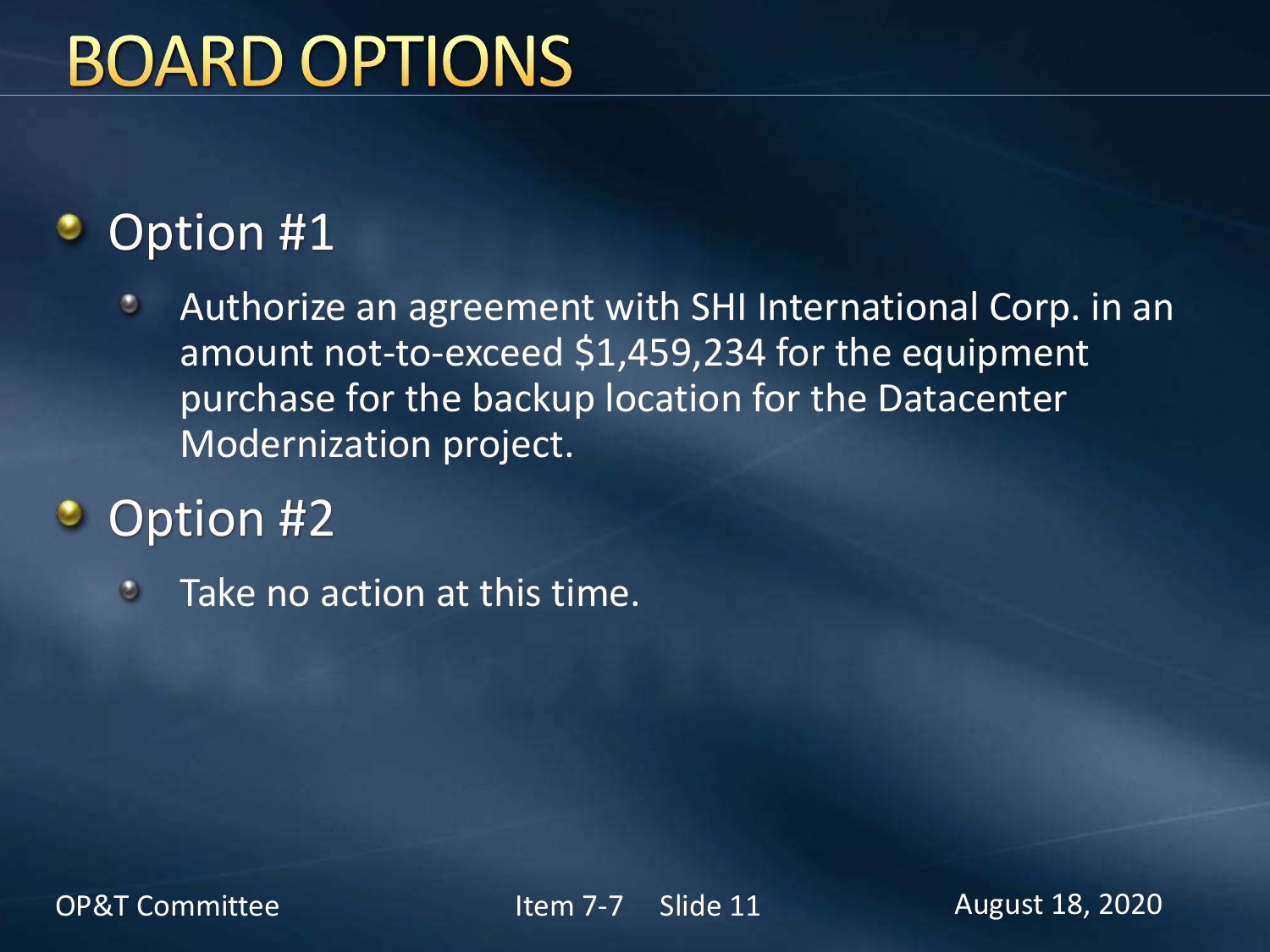# BOARD OPTIONS

- Option #1
  - Authorize an agreement with SHI International Corp. in an amount not-to-exceed $1,459,234 for the equipment purchase for the backup location for the Datacenter Modernization project.
- Option #2
  - Take no action at this time.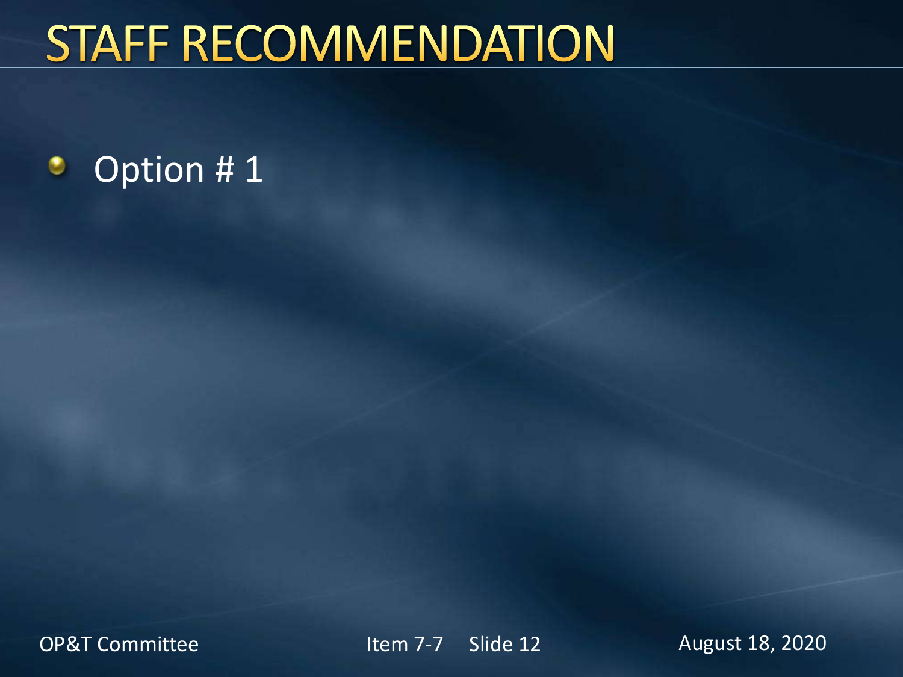# STAFF RECOMMENDATION

- Option # 1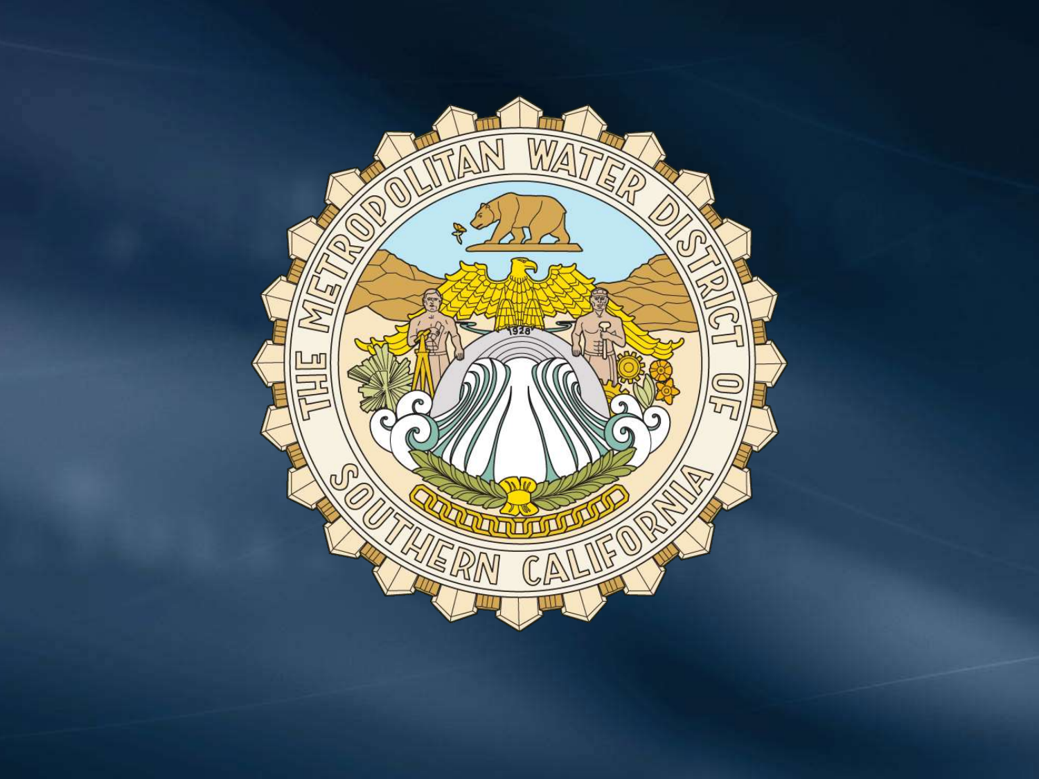THE METROPOLITAN WATER DISTRICT OF SOUTHERN CALIFORNIA

1928